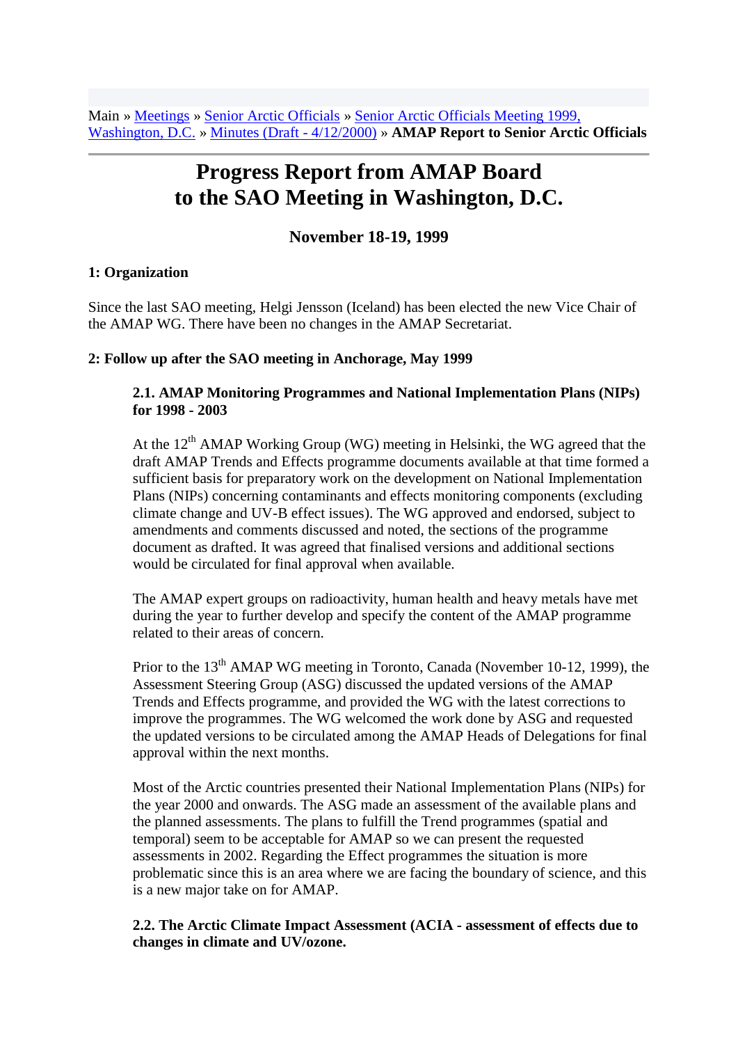Main » [Meetings] » [Senior Arctic Officials] » [Senior Arctic Officials Meeting 1999, Washington, D.C.] » [Minutes (Draft - 4/12/2000)] » **AMAP Report to Senior Arctic Officials**

# Progress Report from AMAP Board to the SAO Meeting in Washington, D.C.

### November 18-19, 1999

**1: Organization**

Since the last SAO meeting, Helgi Jensson (Iceland) has been elected the new Vice Chair of the AMAP WG. There have been no changes in the AMAP Secretariat.

**2: Follow up after the SAO meeting in Anchorage, May 1999**

**2.1. AMAP Monitoring Programmes and National Implementation Plans (NIPs) for 1998 - 2003**

At the 12th AMAP Working Group (WG) meeting in Helsinki, the WG agreed that the draft AMAP Trends and Effects programme documents available at that time formed a sufficient basis for preparatory work on the development on National Implementation Plans (NIPs) concerning contaminants and effects monitoring components (excluding climate change and UV-B effect issues). The WG approved and endorsed, subject to amendments and comments discussed and noted, the sections of the programme document as drafted. It was agreed that finalised versions and additional sections would be circulated for final approval when available.

The AMAP expert groups on radioactivity, human health and heavy metals have met during the year to further develop and specify the content of the AMAP programme related to their areas of concern.

Prior to the 13th AMAP WG meeting in Toronto, Canada (November 10-12, 1999), the Assessment Steering Group (ASG) discussed the updated versions of the AMAP Trends and Effects programme, and provided the WG with the latest corrections to improve the programmes. The WG welcomed the work done by ASG and requested the updated versions to be circulated among the AMAP Heads of Delegations for final approval within the next months.

Most of the Arctic countries presented their National Implementation Plans (NIPs) for the year 2000 and onwards. The ASG made an assessment of the available plans and the planned assessments. The plans to fulfill the Trend programmes (spatial and temporal) seem to be acceptable for AMAP so we can present the requested assessments in 2002. Regarding the Effect programmes the situation is more problematic since this is an area where we are facing the boundary of science, and this is a new major take on for AMAP.

**2.2. The Arctic Climate Impact Assessment (ACIA - assessment of effects due to changes in climate and UV/ozone.**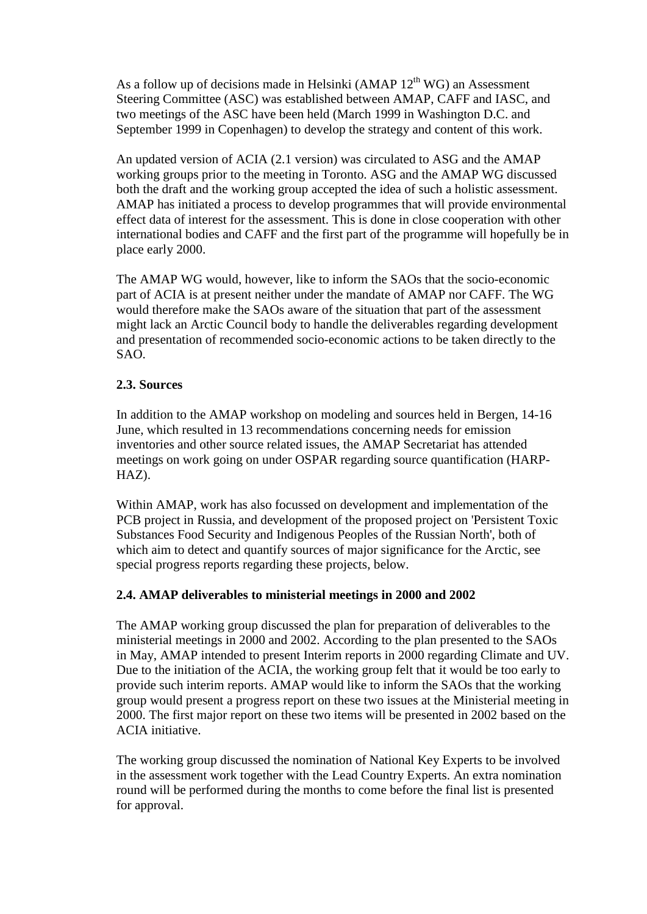As a follow up of decisions made in Helsinki (AMAP 12th WG) an Assessment Steering Committee (ASC) was established between AMAP, CAFF and IASC, and two meetings of the ASC have been held (March 1999 in Washington D.C. and September 1999 in Copenhagen) to develop the strategy and content of this work.

An updated version of ACIA (2.1 version) was circulated to ASG and the AMAP working groups prior to the meeting in Toronto. ASG and the AMAP WG discussed both the draft and the working group accepted the idea of such a holistic assessment. AMAP has initiated a process to develop programmes that will provide environmental effect data of interest for the assessment. This is done in close cooperation with other international bodies and CAFF and the first part of the programme will hopefully be in place early 2000.

The AMAP WG would, however, like to inform the SAOs that the socio-economic part of ACIA is at present neither under the mandate of AMAP nor CAFF. The WG would therefore make the SAOs aware of the situation that part of the assessment might lack an Arctic Council body to handle the deliverables regarding development and presentation of recommended socio-economic actions to be taken directly to the SAO.

**2.3. Sources**

In addition to the AMAP workshop on modeling and sources held in Bergen, 14-16 June, which resulted in 13 recommendations concerning needs for emission inventories and other source related issues, the AMAP Secretariat has attended meetings on work going on under OSPAR regarding source quantification (HARP-HAZ).

Within AMAP, work has also focussed on development and implementation of the PCB project in Russia, and development of the proposed project on 'Persistent Toxic Substances Food Security and Indigenous Peoples of the Russian North', both of which aim to detect and quantify sources of major significance for the Arctic, see special progress reports regarding these projects, below.

**2.4. AMAP deliverables to ministerial meetings in 2000 and 2002**

The AMAP working group discussed the plan for preparation of deliverables to the ministerial meetings in 2000 and 2002. According to the plan presented to the SAOs in May, AMAP intended to present Interim reports in 2000 regarding Climate and UV. Due to the initiation of the ACIA, the working group felt that it would be too early to provide such interim reports. AMAP would like to inform the SAOs that the working group would present a progress report on these two issues at the Ministerial meeting in 2000. The first major report on these two items will be presented in 2002 based on the ACIA initiative.

The working group discussed the nomination of National Key Experts to be involved in the assessment work together with the Lead Country Experts. An extra nomination round will be performed during the months to come before the final list is presented for approval.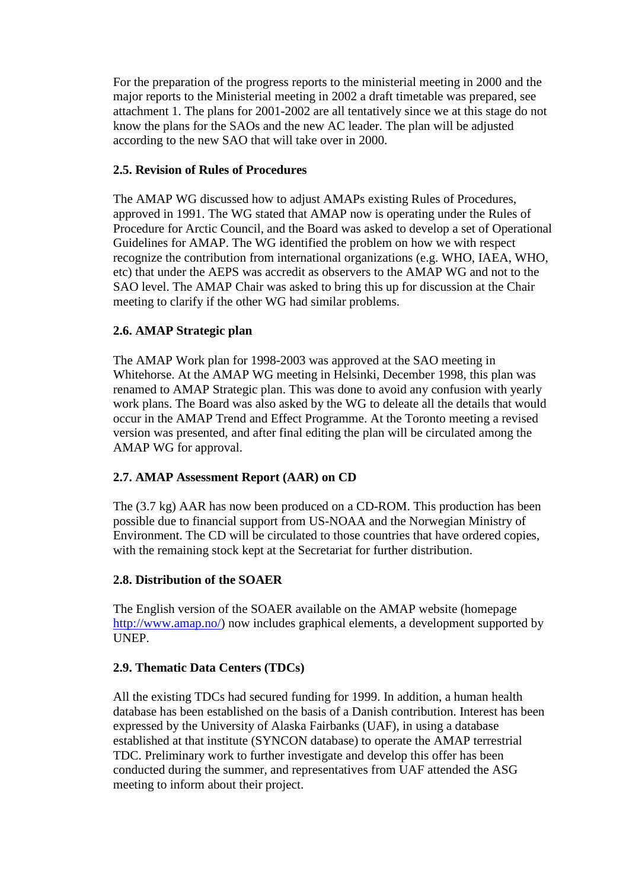For the preparation of the progress reports to the ministerial meeting in 2000 and the major reports to the Ministerial meeting in 2002 a draft timetable was prepared, see attachment 1. The plans for 2001-2002 are all tentatively since we at this stage do not know the plans for the SAOs and the new AC leader. The plan will be adjusted according to the new SAO that will take over in 2000.

**2.5. Revision of Rules of Procedures**

The AMAP WG discussed how to adjust AMAPs existing Rules of Procedures, approved in 1991. The WG stated that AMAP now is operating under the Rules of Procedure for Arctic Council, and the Board was asked to develop a set of Operational Guidelines for AMAP. The WG identified the problem on how we with respect recognize the contribution from international organizations (e.g. WHO, IAEA, WHO, etc) that under the AEPS was accredit as observers to the AMAP WG and not to the SAO level. The AMAP Chair was asked to bring this up for discussion at the Chair meeting to clarify if the other WG had similar problems.

**2.6. AMAP Strategic plan**

The AMAP Work plan for 1998-2003 was approved at the SAO meeting in Whitehorse. At the AMAP WG meeting in Helsinki, December 1998, this plan was renamed to AMAP Strategic plan. This was done to avoid any confusion with yearly work plans. The Board was also asked by the WG to deleate all the details that would occur in the AMAP Trend and Effect Programme. At the Toronto meeting a revised version was presented, and after final editing the plan will be circulated among the AMAP WG for approval.

**2.7. AMAP Assessment Report (AAR) on CD**

The (3.7 kg) AAR has now been produced on a CD-ROM. This production has been possible due to financial support from US-NOAA and the Norwegian Ministry of Environment. The CD will be circulated to those countries that have ordered copies, with the remaining stock kept at the Secretariat for further distribution.

**2.8. Distribution of the SOAER**

The English version of the SOAER available on the AMAP website (homepage http://www.amap.no/) now includes graphical elements, a development supported by UNEP.

**2.9. Thematic Data Centers (TDCs)**

All the existing TDCs had secured funding for 1999. In addition, a human health database has been established on the basis of a Danish contribution. Interest has been expressed by the University of Alaska Fairbanks (UAF), in using a database established at that institute (SYNCON database) to operate the AMAP terrestrial TDC. Preliminary work to further investigate and develop this offer has been conducted during the summer, and representatives from UAF attended the ASG meeting to inform about their project.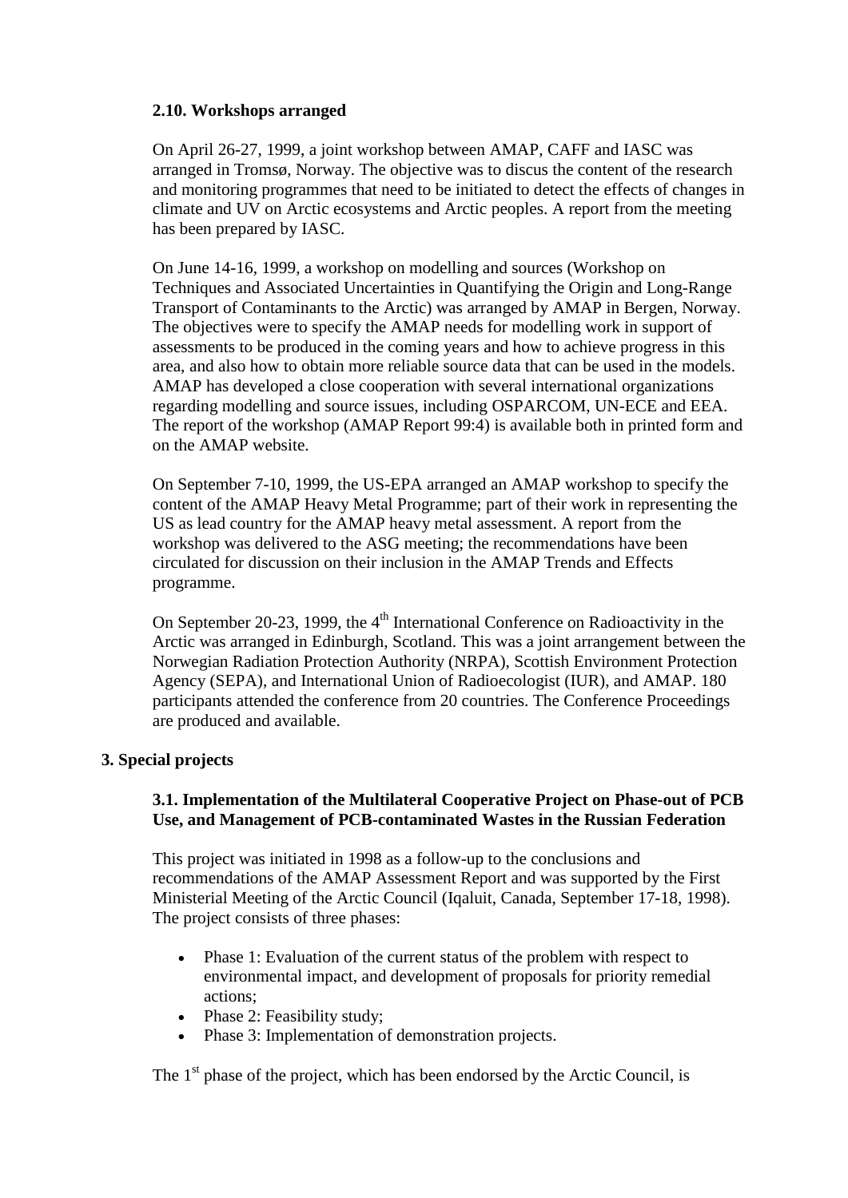### 2.10. Workshops arranged

On April 26-27, 1999, a joint workshop between AMAP, CAFF and IASC was arranged in Tromsø, Norway. The objective was to discus the content of the research and monitoring programmes that need to be initiated to detect the effects of changes in climate and UV on Arctic ecosystems and Arctic peoples. A report from the meeting has been prepared by IASC.

On June 14-16, 1999, a workshop on modelling and sources (Workshop on Techniques and Associated Uncertainties in Quantifying the Origin and Long-Range Transport of Contaminants to the Arctic) was arranged by AMAP in Bergen, Norway. The objectives were to specify the AMAP needs for modelling work in support of assessments to be produced in the coming years and how to achieve progress in this area, and also how to obtain more reliable source data that can be used in the models. AMAP has developed a close cooperation with several international organizations regarding modelling and source issues, including OSPARCOM, UN-ECE and EEA. The report of the workshop (AMAP Report 99:4) is available both in printed form and on the AMAP website.

On September 7-10, 1999, the US-EPA arranged an AMAP workshop to specify the content of the AMAP Heavy Metal Programme; part of their work in representing the US as lead country for the AMAP heavy metal assessment. A report from the workshop was delivered to the ASG meeting; the recommendations have been circulated for discussion on their inclusion in the AMAP Trends and Effects programme.

On September 20-23, 1999, the 4th International Conference on Radioactivity in the Arctic was arranged in Edinburgh, Scotland. This was a joint arrangement between the Norwegian Radiation Protection Authority (NRPA), Scottish Environment Protection Agency (SEPA), and International Union of Radioecologist (IUR), and AMAP. 180 participants attended the conference from 20 countries. The Conference Proceedings are produced and available.

## 3. Special projects

### 3.1. Implementation of the Multilateral Cooperative Project on Phase-out of PCB Use, and Management of PCB-contaminated Wastes in the Russian Federation

This project was initiated in 1998 as a follow-up to the conclusions and recommendations of the AMAP Assessment Report and was supported by the First Ministerial Meeting of the Arctic Council (Iqaluit, Canada, September 17-18, 1998). The project consists of three phases:

- Phase 1: Evaluation of the current status of the problem with respect to environmental impact, and development of proposals for priority remedial actions;
- Phase 2: Feasibility study;
- Phase 3: Implementation of demonstration projects.

The 1st phase of the project, which has been endorsed by the Arctic Council, is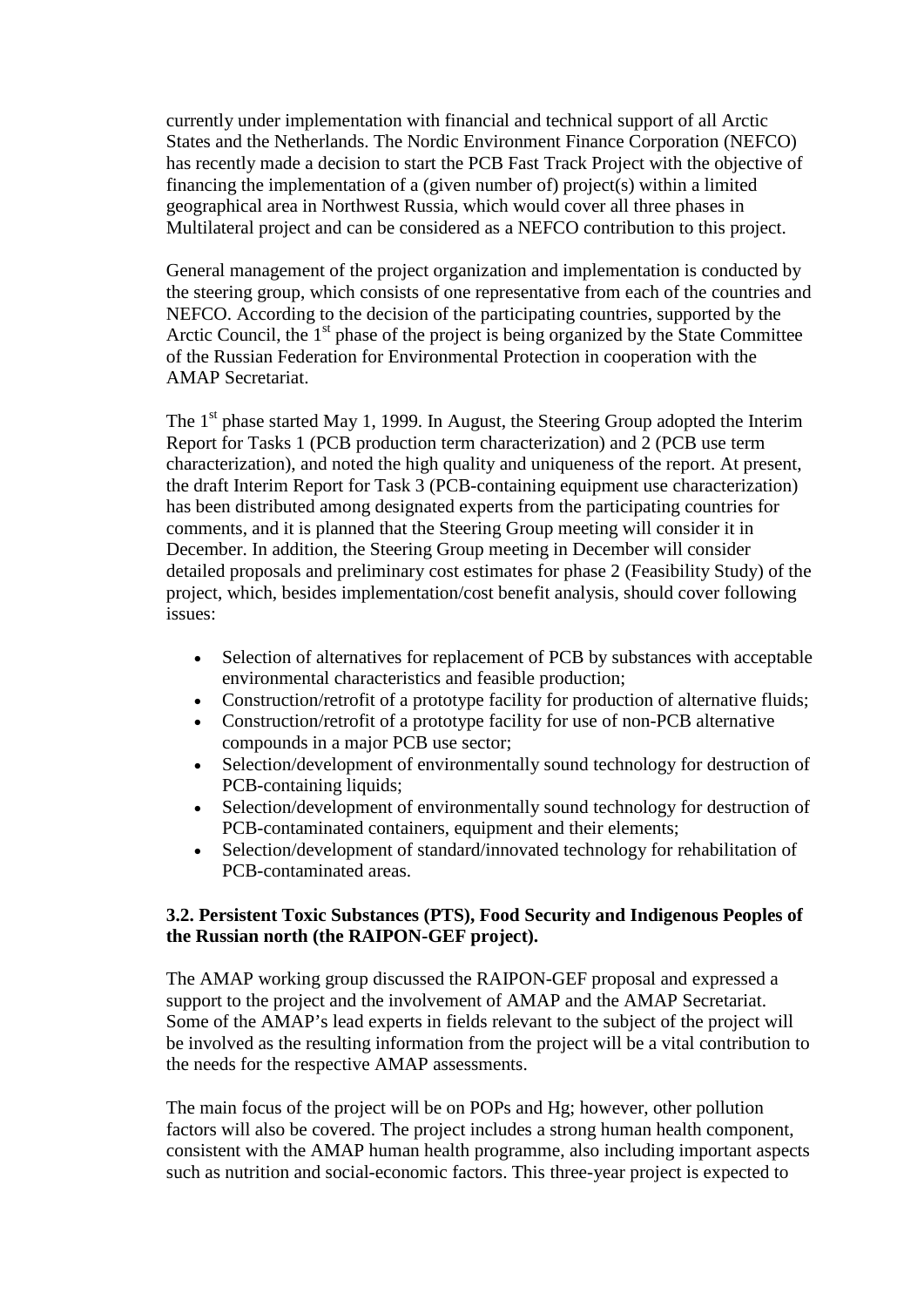currently under implementation with financial and technical support of all Arctic States and the Netherlands. The Nordic Environment Finance Corporation (NEFCO) has recently made a decision to start the PCB Fast Track Project with the objective of financing the implementation of a (given number of) project(s) within a limited geographical area in Northwest Russia, which would cover all three phases in Multilateral project and can be considered as a NEFCO contribution to this project.

General management of the project organization and implementation is conducted by the steering group, which consists of one representative from each of the countries and NEFCO. According to the decision of the participating countries, supported by the Arctic Council, the 1st phase of the project is being organized by the State Committee of the Russian Federation for Environmental Protection in cooperation with the AMAP Secretariat.

The 1st phase started May 1, 1999. In August, the Steering Group adopted the Interim Report for Tasks 1 (PCB production term characterization) and 2 (PCB use term characterization), and noted the high quality and uniqueness of the report. At present, the draft Interim Report for Task 3 (PCB-containing equipment use characterization) has been distributed among designated experts from the participating countries for comments, and it is planned that the Steering Group meeting will consider it in December. In addition, the Steering Group meeting in December will consider detailed proposals and preliminary cost estimates for phase 2 (Feasibility Study) of the project, which, besides implementation/cost benefit analysis, should cover following issues:

- Selection of alternatives for replacement of PCB by substances with acceptable environmental characteristics and feasible production;
- Construction/retrofit of a prototype facility for production of alternative fluids;
- Construction/retrofit of a prototype facility for use of non-PCB alternative compounds in a major PCB use sector;
- Selection/development of environmentally sound technology for destruction of PCB-containing liquids;
- Selection/development of environmentally sound technology for destruction of PCB-contaminated containers, equipment and their elements;
- Selection/development of standard/innovated technology for rehabilitation of PCB-contaminated areas.

**3.2. Persistent Toxic Substances (PTS), Food Security and Indigenous Peoples of the Russian north (the RAIPON-GEF project).**

The AMAP working group discussed the RAIPON-GEF proposal and expressed a support to the project and the involvement of AMAP and the AMAP Secretariat. Some of the AMAP's lead experts in fields relevant to the subject of the project will be involved as the resulting information from the project will be a vital contribution to the needs for the respective AMAP assessments.

The main focus of the project will be on POPs and Hg; however, other pollution factors will also be covered. The project includes a strong human health component, consistent with the AMAP human health programme, also including important aspects such as nutrition and social-economic factors. This three-year project is expected to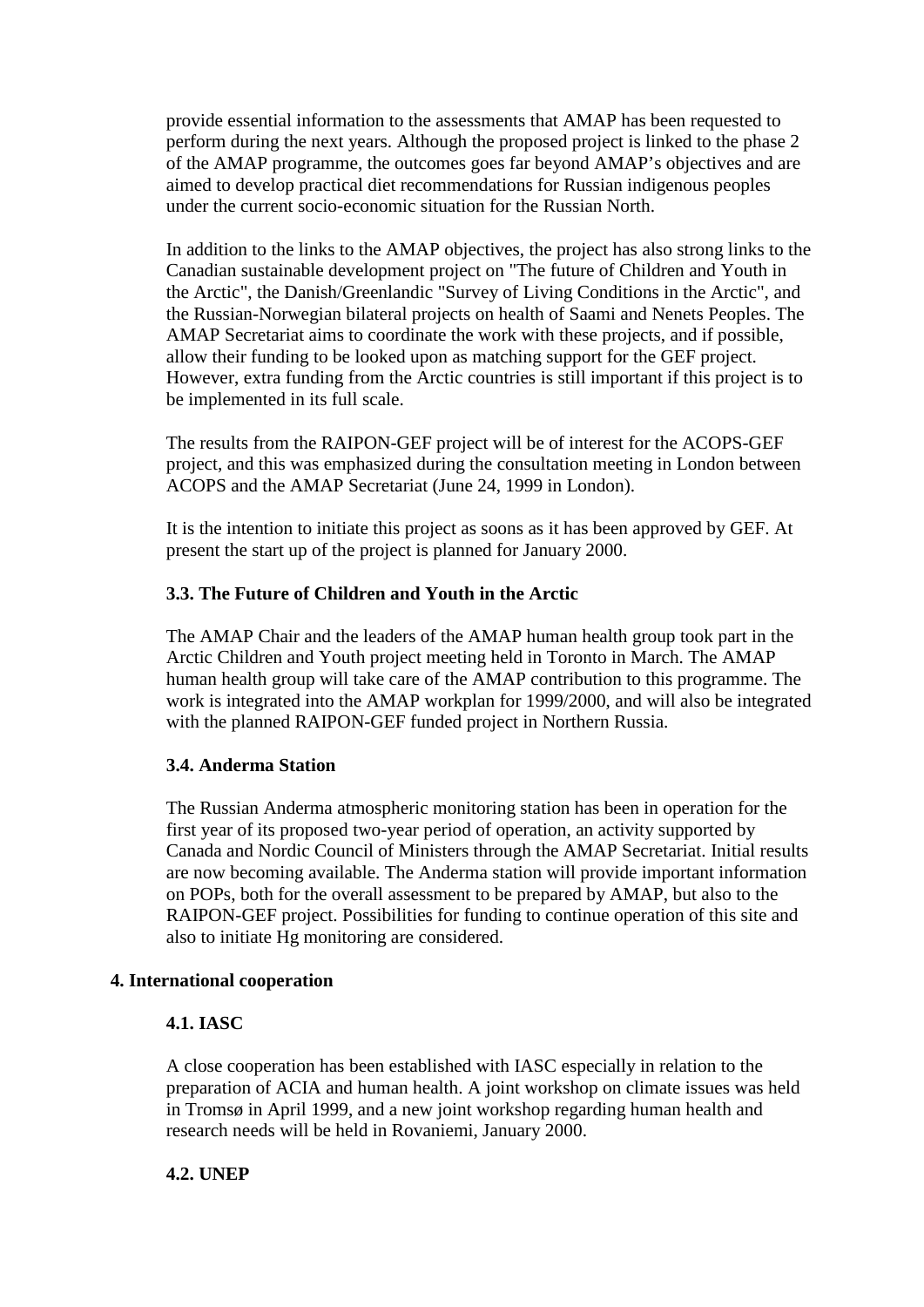provide essential information to the assessments that AMAP has been requested to perform during the next years. Although the proposed project is linked to the phase 2 of the AMAP programme, the outcomes goes far beyond AMAP's objectives and are aimed to develop practical diet recommendations for Russian indigenous peoples under the current socio-economic situation for the Russian North.

In addition to the links to the AMAP objectives, the project has also strong links to the Canadian sustainable development project on "The future of Children and Youth in the Arctic", the Danish/Greenlandic "Survey of Living Conditions in the Arctic", and the Russian-Norwegian bilateral projects on health of Saami and Nenets Peoples. The AMAP Secretariat aims to coordinate the work with these projects, and if possible, allow their funding to be looked upon as matching support for the GEF project. However, extra funding from the Arctic countries is still important if this project is to be implemented in its full scale.

The results from the RAIPON-GEF project will be of interest for the ACOPS-GEF project, and this was emphasized during the consultation meeting in London between ACOPS and the AMAP Secretariat (June 24, 1999 in London).

It is the intention to initiate this project as soons as it has been approved by GEF. At present the start up of the project is planned for January 2000.

### 3.3. The Future of Children and Youth in the Arctic

The AMAP Chair and the leaders of the AMAP human health group took part in the Arctic Children and Youth project meeting held in Toronto in March. The AMAP human health group will take care of the AMAP contribution to this programme. The work is integrated into the AMAP workplan for 1999/2000, and will also be integrated with the planned RAIPON-GEF funded project in Northern Russia.

### 3.4. Anderma Station

The Russian Anderma atmospheric monitoring station has been in operation for the first year of its proposed two-year period of operation, an activity supported by Canada and Nordic Council of Ministers through the AMAP Secretariat. Initial results are now becoming available. The Anderma station will provide important information on POPs, both for the overall assessment to be prepared by AMAP, but also to the RAIPON-GEF project. Possibilities for funding to continue operation of this site and also to initiate Hg monitoring are considered.

## 4. International cooperation

### 4.1. IASC

A close cooperation has been established with IASC especially in relation to the preparation of ACIA and human health. A joint workshop on climate issues was held in Tromsø in April 1999, and a new joint workshop regarding human health and research needs will be held in Rovaniemi, January 2000.

### 4.2. UNEP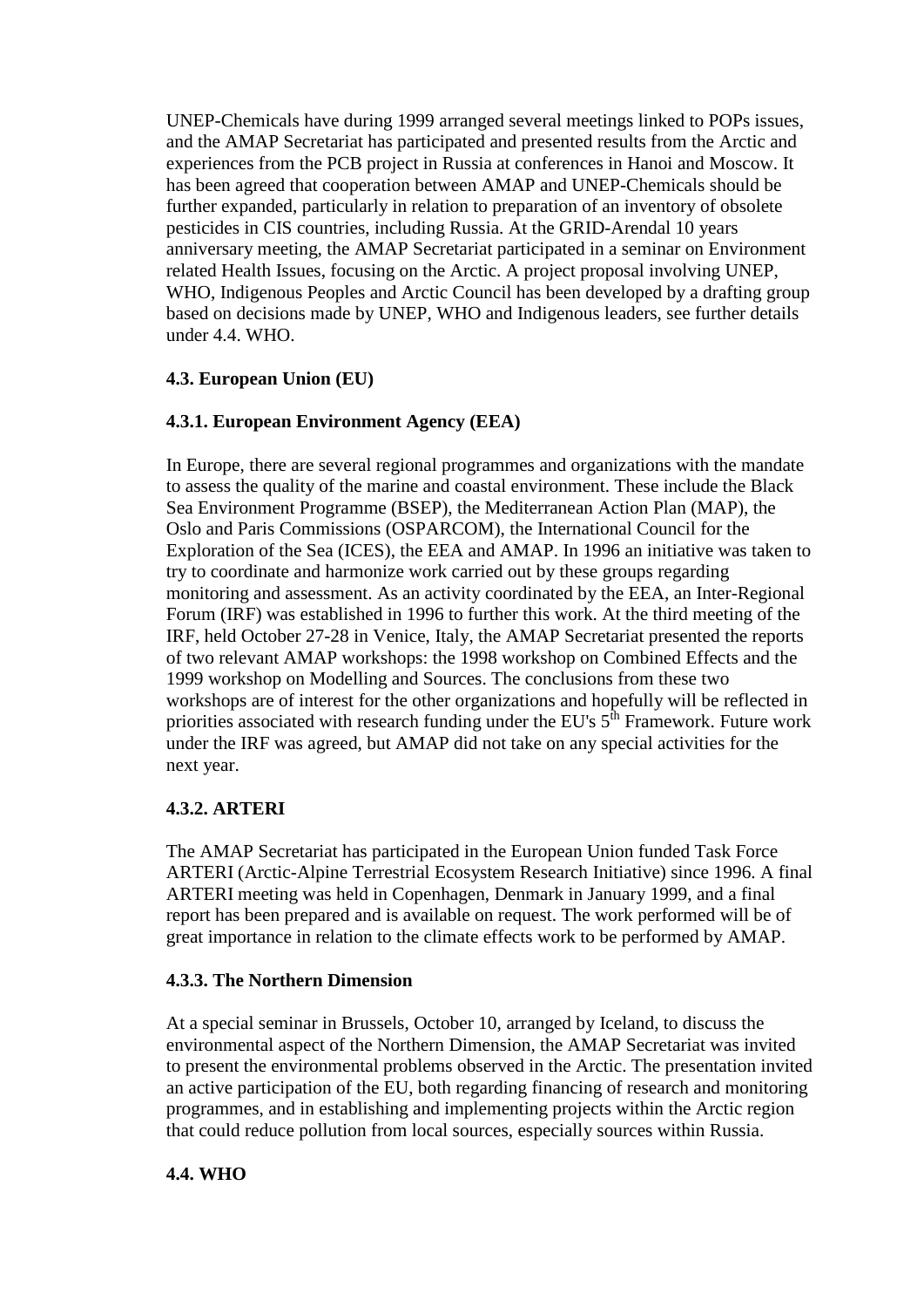UNEP-Chemicals have during 1999 arranged several meetings linked to POPs issues, and the AMAP Secretariat has participated and presented results from the Arctic and experiences from the PCB project in Russia at conferences in Hanoi and Moscow. It has been agreed that cooperation between AMAP and UNEP-Chemicals should be further expanded, particularly in relation to preparation of an inventory of obsolete pesticides in CIS countries, including Russia. At the GRID-Arendal 10 years anniversary meeting, the AMAP Secretariat participated in a seminar on Environment related Health Issues, focusing on the Arctic. A project proposal involving UNEP, WHO, Indigenous Peoples and Arctic Council has been developed by a drafting group based on decisions made by UNEP, WHO and Indigenous leaders, see further details under 4.4. WHO.

### 4.3. European Union (EU)

#### 4.3.1. European Environment Agency (EEA)

In Europe, there are several regional programmes and organizations with the mandate to assess the quality of the marine and coastal environment. These include the Black Sea Environment Programme (BSEP), the Mediterranean Action Plan (MAP), the Oslo and Paris Commissions (OSPARCOM), the International Council for the Exploration of the Sea (ICES), the EEA and AMAP. In 1996 an initiative was taken to try to coordinate and harmonize work carried out by these groups regarding monitoring and assessment. As an activity coordinated by the EEA, an Inter-Regional Forum (IRF) was established in 1996 to further this work. At the third meeting of the IRF, held October 27-28 in Venice, Italy, the AMAP Secretariat presented the reports of two relevant AMAP workshops: the 1998 workshop on Combined Effects and the 1999 workshop on Modelling and Sources. The conclusions from these two workshops are of interest for the other organizations and hopefully will be reflected in priorities associated with research funding under the EU's 5th Framework. Future work under the IRF was agreed, but AMAP did not take on any special activities for the next year.

#### 4.3.2. ARTERI

The AMAP Secretariat has participated in the European Union funded Task Force ARTERI (Arctic-Alpine Terrestrial Ecosystem Research Initiative) since 1996. A final ARTERI meeting was held in Copenhagen, Denmark in January 1999, and a final report has been prepared and is available on request. The work performed will be of great importance in relation to the climate effects work to be performed by AMAP.

#### 4.3.3. The Northern Dimension

At a special seminar in Brussels, October 10, arranged by Iceland, to discuss the environmental aspect of the Northern Dimension, the AMAP Secretariat was invited to present the environmental problems observed in the Arctic. The presentation invited an active participation of the EU, both regarding financing of research and monitoring programmes, and in establishing and implementing projects within the Arctic region that could reduce pollution from local sources, especially sources within Russia.

### 4.4. WHO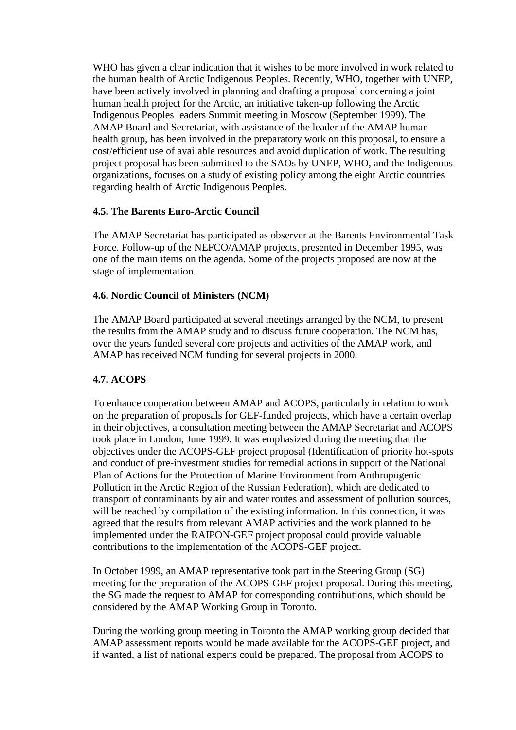WHO has given a clear indication that it wishes to be more involved in work related to the human health of Arctic Indigenous Peoples. Recently, WHO, together with UNEP, have been actively involved in planning and drafting a proposal concerning a joint human health project for the Arctic, an initiative taken-up following the Arctic Indigenous Peoples leaders Summit meeting in Moscow (September 1999). The AMAP Board and Secretariat, with assistance of the leader of the AMAP human health group, has been involved in the preparatory work on this proposal, to ensure a cost/efficient use of available resources and avoid duplication of work. The resulting project proposal has been submitted to the SAOs by UNEP, WHO, and the Indigenous organizations, focuses on a study of existing policy among the eight Arctic countries regarding health of Arctic Indigenous Peoples.

**4.5. The Barents Euro-Arctic Council**

The AMAP Secretariat has participated as observer at the Barents Environmental Task Force. Follow-up of the NEFCO/AMAP projects, presented in December 1995, was one of the main items on the agenda. Some of the projects proposed are now at the stage of implementation.

**4.6. Nordic Council of Ministers (NCM)**

The AMAP Board participated at several meetings arranged by the NCM, to present the results from the AMAP study and to discuss future cooperation. The NCM has, over the years funded several core projects and activities of the AMAP work, and AMAP has received NCM funding for several projects in 2000.

**4.7. ACOPS**

To enhance cooperation between AMAP and ACOPS, particularly in relation to work on the preparation of proposals for GEF-funded projects, which have a certain overlap in their objectives, a consultation meeting between the AMAP Secretariat and ACOPS took place in London, June 1999. It was emphasized during the meeting that the objectives under the ACOPS-GEF project proposal (Identification of priority hot-spots and conduct of pre-investment studies for remedial actions in support of the National Plan of Actions for the Protection of Marine Environment from Anthropogenic Pollution in the Arctic Region of the Russian Federation), which are dedicated to transport of contaminants by air and water routes and assessment of pollution sources, will be reached by compilation of the existing information. In this connection, it was agreed that the results from relevant AMAP activities and the work planned to be implemented under the RAIPON-GEF project proposal could provide valuable contributions to the implementation of the ACOPS-GEF project.

In October 1999, an AMAP representative took part in the Steering Group (SG) meeting for the preparation of the ACOPS-GEF project proposal. During this meeting, the SG made the request to AMAP for corresponding contributions, which should be considered by the AMAP Working Group in Toronto.

During the working group meeting in Toronto the AMAP working group decided that AMAP assessment reports would be made available for the ACOPS-GEF project, and if wanted, a list of national experts could be prepared. The proposal from ACOPS to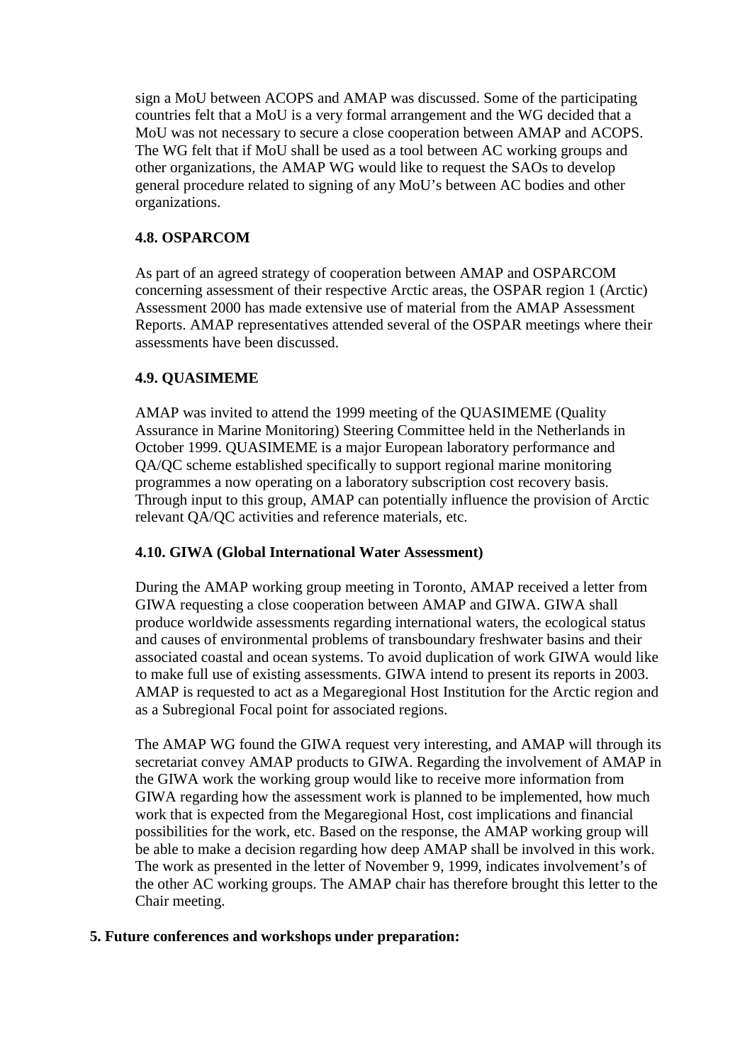sign a MoU between ACOPS and AMAP was discussed. Some of the participating countries felt that a MoU is a very formal arrangement and the WG decided that a MoU was not necessary to secure a close cooperation between AMAP and ACOPS. The WG felt that if MoU shall be used as a tool between AC working groups and other organizations, the AMAP WG would like to request the SAOs to develop general procedure related to signing of any MoU's between AC bodies and other organizations.

### 4.8. OSPARCOM

As part of an agreed strategy of cooperation between AMAP and OSPARCOM concerning assessment of their respective Arctic areas, the OSPAR region 1 (Arctic) Assessment 2000 has made extensive use of material from the AMAP Assessment Reports. AMAP representatives attended several of the OSPAR meetings where their assessments have been discussed.

### 4.9. QUASIMEME

AMAP was invited to attend the 1999 meeting of the QUASIMEME (Quality Assurance in Marine Monitoring) Steering Committee held in the Netherlands in October 1999. QUASIMEME is a major European laboratory performance and QA/QC scheme established specifically to support regional marine monitoring programmes a now operating on a laboratory subscription cost recovery basis. Through input to this group, AMAP can potentially influence the provision of Arctic relevant QA/QC activities and reference materials, etc.

### 4.10. GIWA (Global International Water Assessment)

During the AMAP working group meeting in Toronto, AMAP received a letter from GIWA requesting a close cooperation between AMAP and GIWA. GIWA shall produce worldwide assessments regarding international waters, the ecological status and causes of environmental problems of transboundary freshwater basins and their associated coastal and ocean systems. To avoid duplication of work GIWA would like to make full use of existing assessments. GIWA intend to present its reports in 2003. AMAP is requested to act as a Megaregional Host Institution for the Arctic region and as a Subregional Focal point for associated regions.

The AMAP WG found the GIWA request very interesting, and AMAP will through its secretariat convey AMAP products to GIWA. Regarding the involvement of AMAP in the GIWA work the working group would like to receive more information from GIWA regarding how the assessment work is planned to be implemented, how much work that is expected from the Megaregional Host, cost implications and financial possibilities for the work, etc. Based on the response, the AMAP working group will be able to make a decision regarding how deep AMAP shall be involved in this work. The work as presented in the letter of November 9, 1999, indicates involvement's of the other AC working groups. The AMAP chair has therefore brought this letter to the Chair meeting.

## 5. Future conferences and workshops under preparation: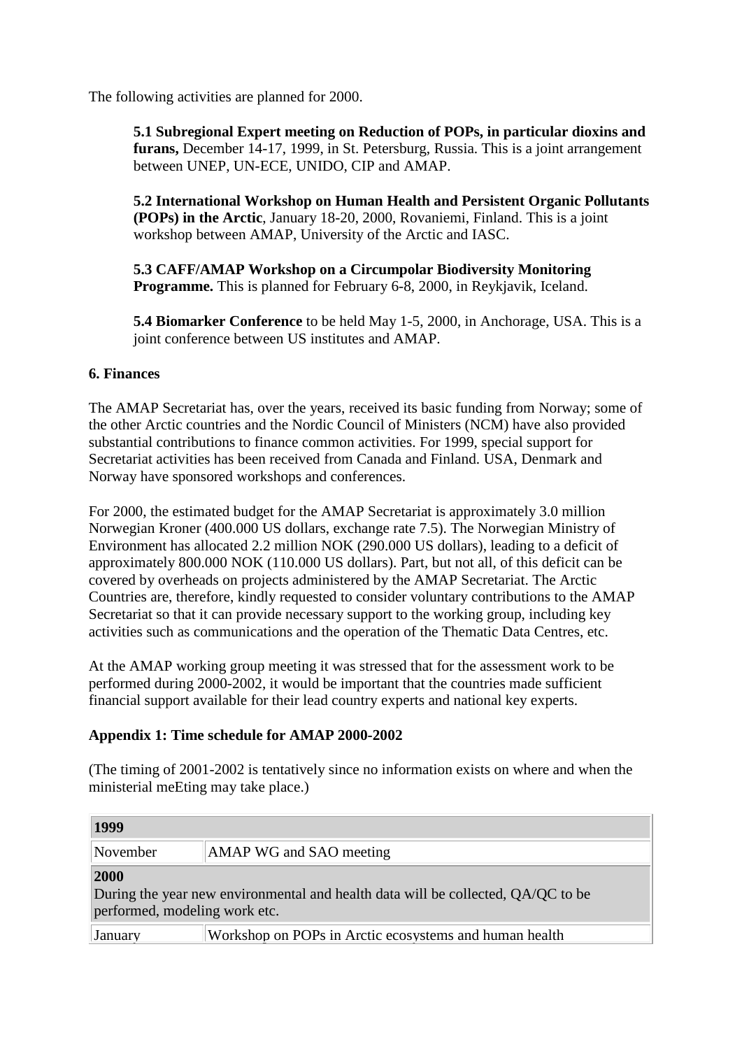The following activities are planned for 2000.

**5.1 Subregional Expert meeting on Reduction of POPs, in particular dioxins and furans,** December 14-17, 1999, in St. Petersburg, Russia. This is a joint arrangement between UNEP, UN-ECE, UNIDO, CIP and AMAP.

**5.2 International Workshop on Human Health and Persistent Organic Pollutants (POPs) in the Arctic**, January 18-20, 2000, Rovaniemi, Finland. This is a joint workshop between AMAP, University of the Arctic and IASC.

**5.3 CAFF/AMAP Workshop on a Circumpolar Biodiversity Monitoring Programme.** This is planned for February 6-8, 2000, in Reykjavik, Iceland.

**5.4 Biomarker Conference** to be held May 1-5, 2000, in Anchorage, USA. This is a joint conference between US institutes and AMAP.

## 6. Finances

The AMAP Secretariat has, over the years, received its basic funding from Norway; some of the other Arctic countries and the Nordic Council of Ministers (NCM) have also provided substantial contributions to finance common activities. For 1999, special support for Secretariat activities has been received from Canada and Finland. USA, Denmark and Norway have sponsored workshops and conferences.

For 2000, the estimated budget for the AMAP Secretariat is approximately 3.0 million Norwegian Kroner (400.000 US dollars, exchange rate 7.5). The Norwegian Ministry of Environment has allocated 2.2 million NOK (290.000 US dollars), leading to a deficit of approximately 800.000 NOK (110.000 US dollars). Part, but not all, of this deficit can be covered by overheads on projects administered by the AMAP Secretariat. The Arctic Countries are, therefore, kindly requested to consider voluntary contributions to the AMAP Secretariat so that it can provide necessary support to the working group, including key activities such as communications and the operation of the Thematic Data Centres, etc.

At the AMAP working group meeting it was stressed that for the assessment work to be performed during 2000-2002, it would be important that the countries made sufficient financial support available for their lead country experts and national key experts.

## Appendix 1: Time schedule for AMAP 2000-2002

(The timing of 2001-2002 is tentatively since no information exists on where and when the ministerial meEting may take place.)

| **1999** | |
|---|---|
| November | AMAP WG and SAO meeting |
| **2000** During the year new environmental and health data will be collected, QA/QC to be performed, modeling work etc. | |
| January | Workshop on POPs in Arctic ecosystems and human health |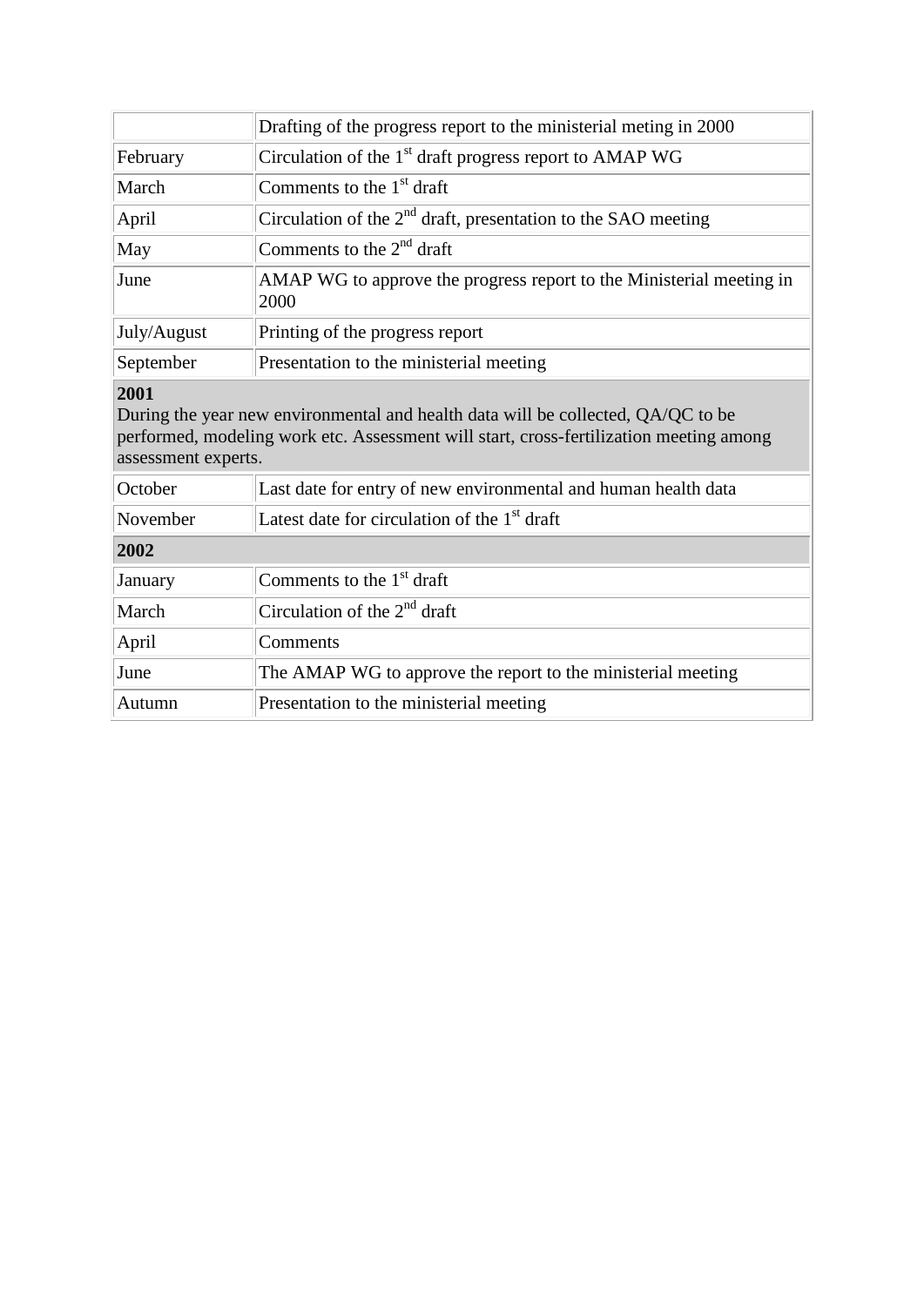| | |
|---|---|
| | Drafting of the progress report to the ministerial meting in 2000 |
| February | Circulation of the 1st draft progress report to AMAP WG |
| March | Comments to the 1st draft |
| April | Circulation of the 2nd draft, presentation to the SAO meeting |
| May | Comments to the 2nd draft |
| June | AMAP WG to approve the progress report to the Ministerial meeting in 2000 |
| July/August | Printing of the progress report |
| September | Presentation to the ministerial meeting |
| **2001** During the year new environmental and health data will be collected, QA/QC to be performed, modeling work etc. Assessment will start, cross-fertilization meeting among assessment experts. | |
| October | Last date for entry of new environmental and human health data |
| November | Latest date for circulation of the 1st draft |
| **2002** | |
| January | Comments to the 1st draft |
| March | Circulation of the 2nd draft |
| April | Comments |
| June | The AMAP WG to approve the report to the ministerial meeting |
| Autumn | Presentation to the ministerial meeting |